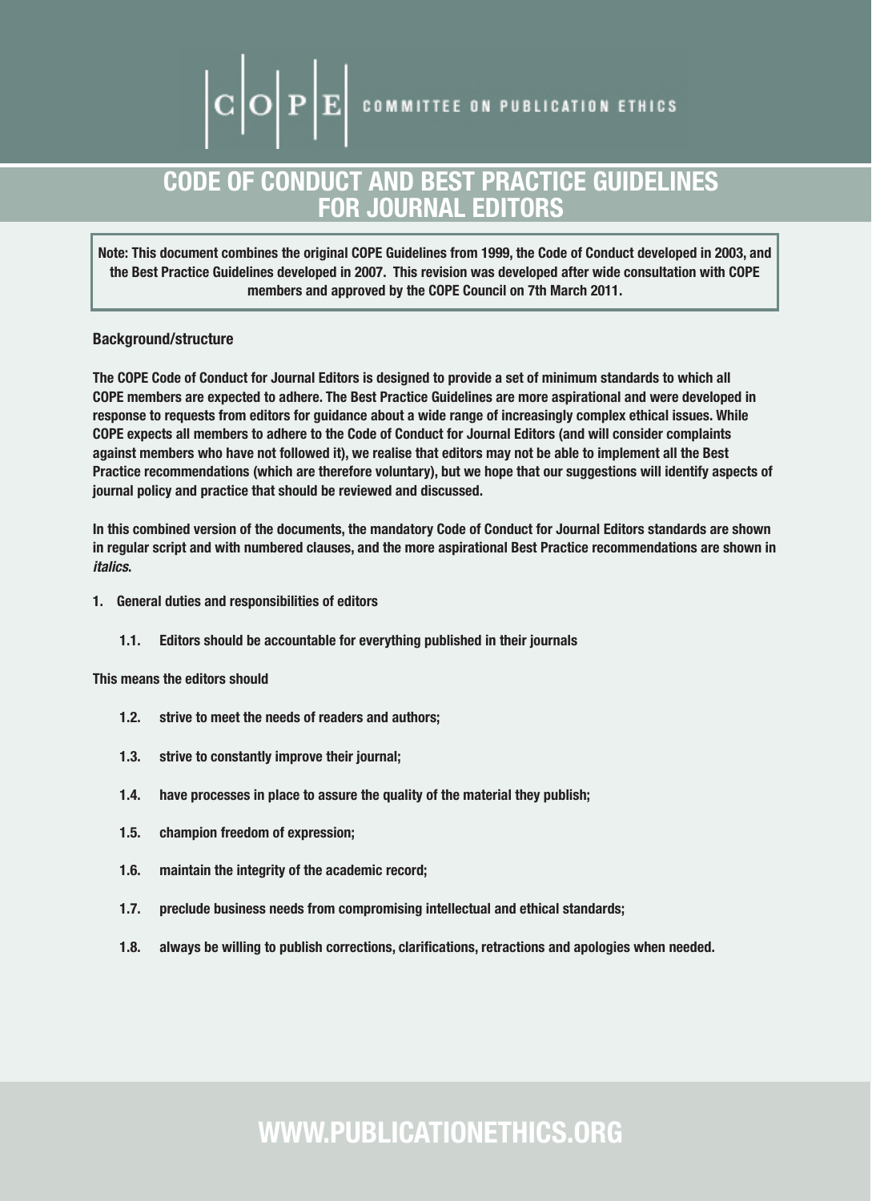COPE COMMITTEE ON PUBLICATION ETHICS

# CODE OF CONDUCT AND BEST PRACTICE GUIDELINES FOR JOURNAL EDITORS

**Note: This document combines the original COPE Guidelines from 1999, the Code of Conduct developed in 2003, and the Best Practice Guidelines developed in 2007. This revision was developed after wide consultation with COPE members and approved by the COPE Council on 7th March 2011.**

## Background/structure

The COPE Code of Conduct for Journal Editors is designed to provide a set of minimum standards to which all COPE members are expected to adhere. The Best Practice Guidelines are more aspirational and were developed in response to requests from editors for guidance about a wide range of increasingly complex ethical issues. While COPE expects all members to adhere to the Code of Conduct for Journal Editors (and will consider complaints against members who have not followed it), we realise that editors may not be able to implement all the Best Practice recommendations (which are therefore voluntary), but we hope that our suggestions will identify aspects of journal policy and practice that should be reviewed and discussed.

In this combined version of the documents, the mandatory Code of Conduct for Journal Editors standards are shown in regular script and with numbered clauses, and the more aspirational Best Practice recommendations are shown in *italics*.

1. General duties and responsibilities of editors

    1.1. Editors should be accountable for everything published in their journals

This means the editors should

- 1.2. strive to meet the needs of readers and authors;
- 1.3. strive to constantly improve their journal;
- 1.4. have processes in place to assure the quality of the material they publish;
- 1.5. champion freedom of expression;
- 1.6. maintain the integrity of the academic record;
- 1.7. preclude business needs from compromising intellectual and ethical standards;
- 1.8. always be willing to publish corrections, clarifications, retractions and apologies when needed.

WWW.PUBLICATIONETHICS.ORG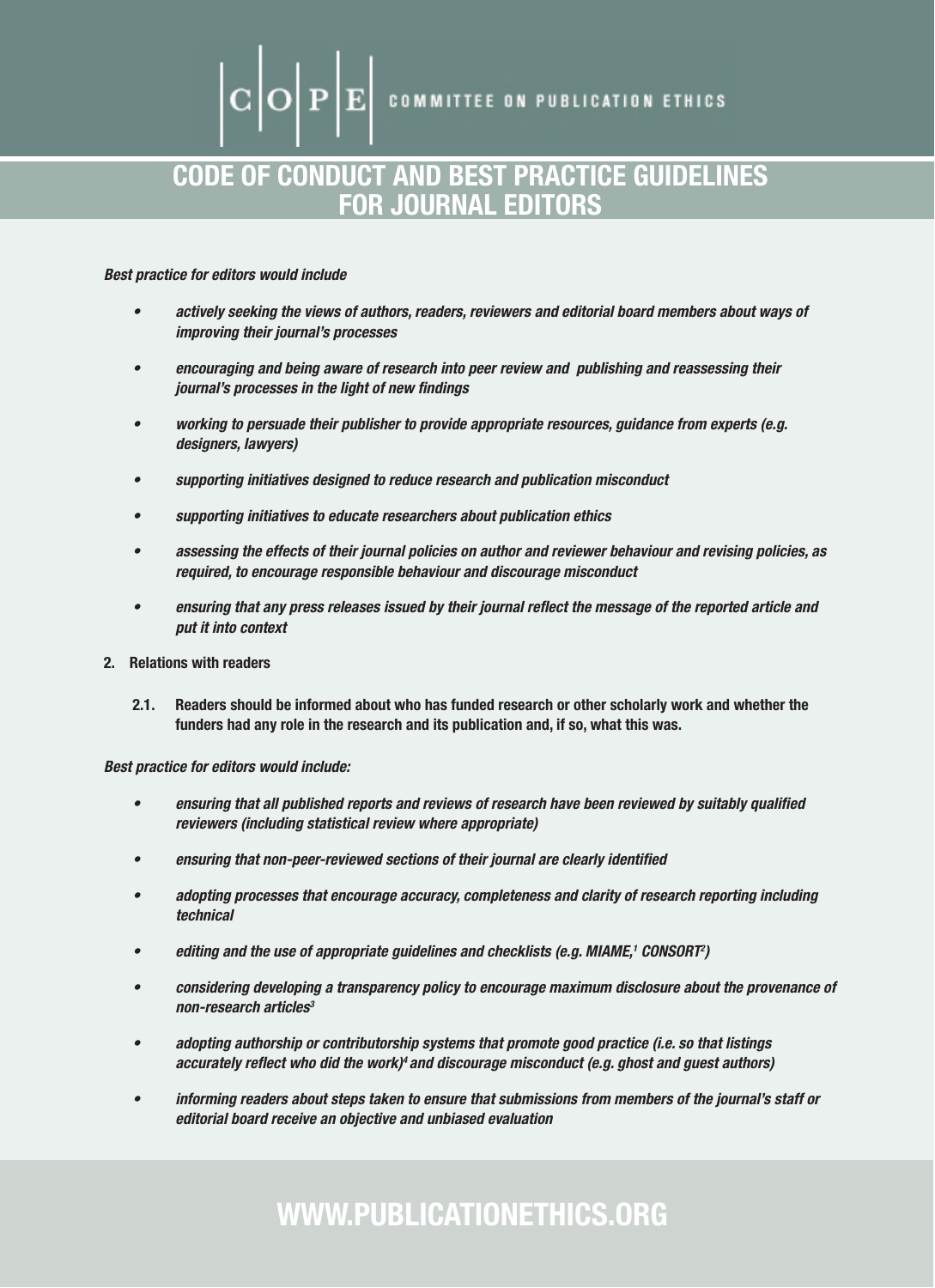*Best practice for editors would include*

- *actively seeking the views of authors, readers, reviewers and editorial board members about ways of improving their journal's processes*
- *encouraging and being aware of research into peer review and publishing and reassessing their journal's processes in the light of new findings*
- *working to persuade their publisher to provide appropriate resources, guidance from experts (e.g. designers, lawyers)*
- *supporting initiatives designed to reduce research and publication misconduct*
- *supporting initiatives to educate researchers about publication ethics*
- *assessing the effects of their journal policies on author and reviewer behaviour and revising policies, as required, to encourage responsible behaviour and discourage misconduct*
- *ensuring that any press releases issued by their journal reflect the message of the reported article and put it into context*

**2. Relations with readers**

**2.1. Readers should be informed about who has funded research or other scholarly work and whether the funders had any role in the research and its publication and, if so, what this was.**

*Best practice for editors would include:*

- *ensuring that all published reports and reviews of research have been reviewed by suitably qualified reviewers (including statistical review where appropriate)*
- *ensuring that non-peer-reviewed sections of their journal are clearly identified*
- *adopting processes that encourage accuracy, completeness and clarity of research reporting including technical*
- *editing and the use of appropriate guidelines and checklists (e.g. MIAME,[1] CONSORT[2])*
- *considering developing a transparency policy to encourage maximum disclosure about the provenance of non-research articles[3]*
- *adopting authorship or contributorship systems that promote good practice (i.e. so that listings accurately reflect who did the work)[4] and discourage misconduct (e.g. ghost and guest authors)*
- *informing readers about steps taken to ensure that submissions from members of the journal's staff or editorial board receive an objective and unbiased evaluation*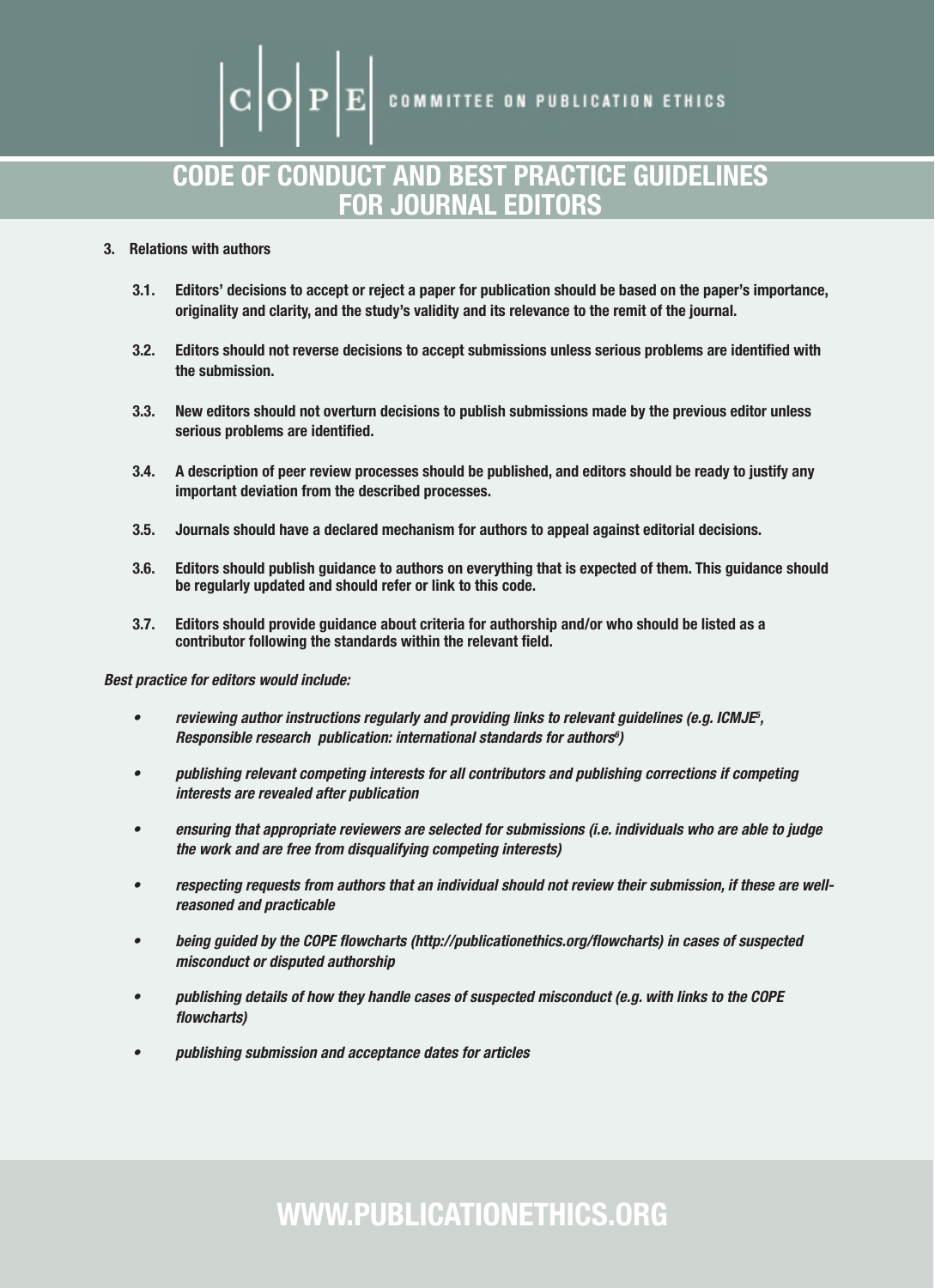## 3. Relations with authors

**3.1. Editors' decisions to accept or reject a paper for publication should be based on the paper's importance, originality and clarity, and the study's validity and its relevance to the remit of the journal.**

**3.2. Editors should not reverse decisions to accept submissions unless serious problems are identified with the submission.**

**3.3. New editors should not overturn decisions to publish submissions made by the previous editor unless serious problems are identified.**

**3.4. A description of peer review processes should be published, and editors should be ready to justify any important deviation from the described processes.**

**3.5. Journals should have a declared mechanism for authors to appeal against editorial decisions.**

**3.6. Editors should publish guidance to authors on everything that is expected of them. This guidance should be regularly updated and should refer or link to this code.**

**3.7. Editors should provide guidance about criteria for authorship and/or who should be listed as a contributor following the standards within the relevant field.**

***Best practice for editors would include:***

- *reviewing author instructions regularly and providing links to relevant guidelines (e.g. ICMJE[5], Responsible research publication: international standards for authors[6])*
- *publishing relevant competing interests for all contributors and publishing corrections if competing interests are revealed after publication*
- *ensuring that appropriate reviewers are selected for submissions (i.e. individuals who are able to judge the work and are free from disqualifying competing interests)*
- *respecting requests from authors that an individual should not review their submission, if these are well-reasoned and practicable*
- *being guided by the COPE flowcharts (http://publicationethics.org/flowcharts) in cases of suspected misconduct or disputed authorship*
- *publishing details of how they handle cases of suspected misconduct (e.g. with links to the COPE flowcharts)*
- *publishing submission and acceptance dates for articles*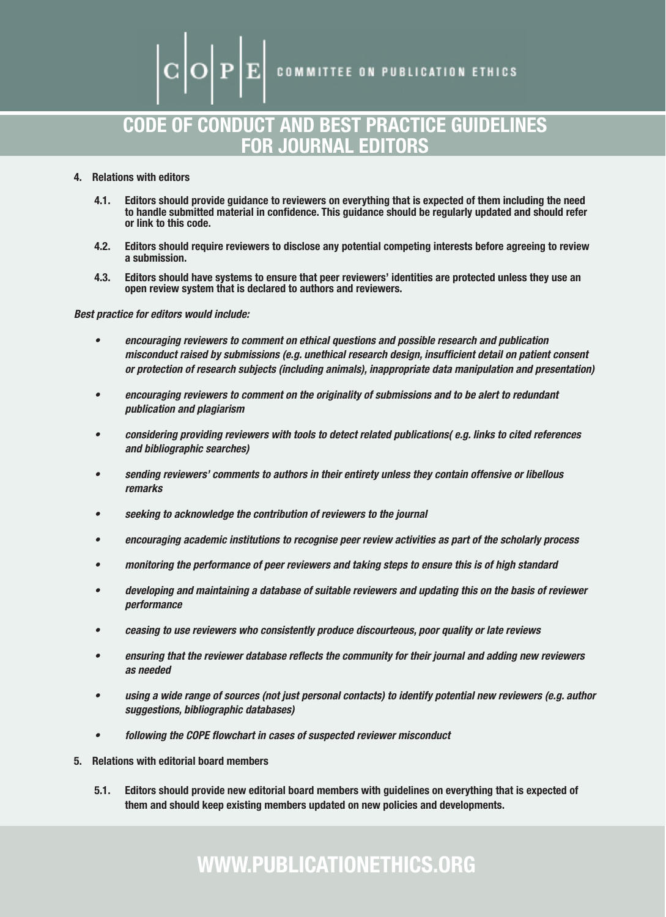# CODE OF CONDUCT AND BEST PRACTICE GUIDELINES FOR JOURNAL EDITORS

**4. Relations with editors**

**4.1.** **Editors should provide guidance to reviewers on everything that is expected of them including the need to handle submitted material in confidence. This guidance should be regularly updated and should refer or link to this code.**

**4.2.** **Editors should require reviewers to disclose any potential competing interests before agreeing to review a submission.**

**4.3.** **Editors should have systems to ensure that peer reviewers' identities are protected unless they use an open review system that is declared to authors and reviewers.**

***Best practice for editors would include:***

- ***encouraging reviewers to comment on ethical questions and possible research and publication misconduct raised by submissions (e.g. unethical research design, insufficient detail on patient consent or protection of research subjects (including animals), inappropriate data manipulation and presentation)***
- ***encouraging reviewers to comment on the originality of submissions and to be alert to redundant publication and plagiarism***
- ***considering providing reviewers with tools to detect related publications( e.g. links to cited references and bibliographic searches)***
- ***sending reviewers' comments to authors in their entirety unless they contain offensive or libellous remarks***
- ***seeking to acknowledge the contribution of reviewers to the journal***
- ***encouraging academic institutions to recognise peer review activities as part of the scholarly process***
- ***monitoring the performance of peer reviewers and taking steps to ensure this is of high standard***
- ***developing and maintaining a database of suitable reviewers and updating this on the basis of reviewer performance***
- ***ceasing to use reviewers who consistently produce discourteous, poor quality or late reviews***
- ***ensuring that the reviewer database reflects the community for their journal and adding new reviewers as needed***
- ***using a wide range of sources (not just personal contacts) to identify potential new reviewers (e.g. author suggestions, bibliographic databases)***
- ***following the COPE flowchart in cases of suspected reviewer misconduct***

**5. Relations with editorial board members**

**5.1.** **Editors should provide new editorial board members with guidelines on everything that is expected of them and should keep existing members updated on new policies and developments.**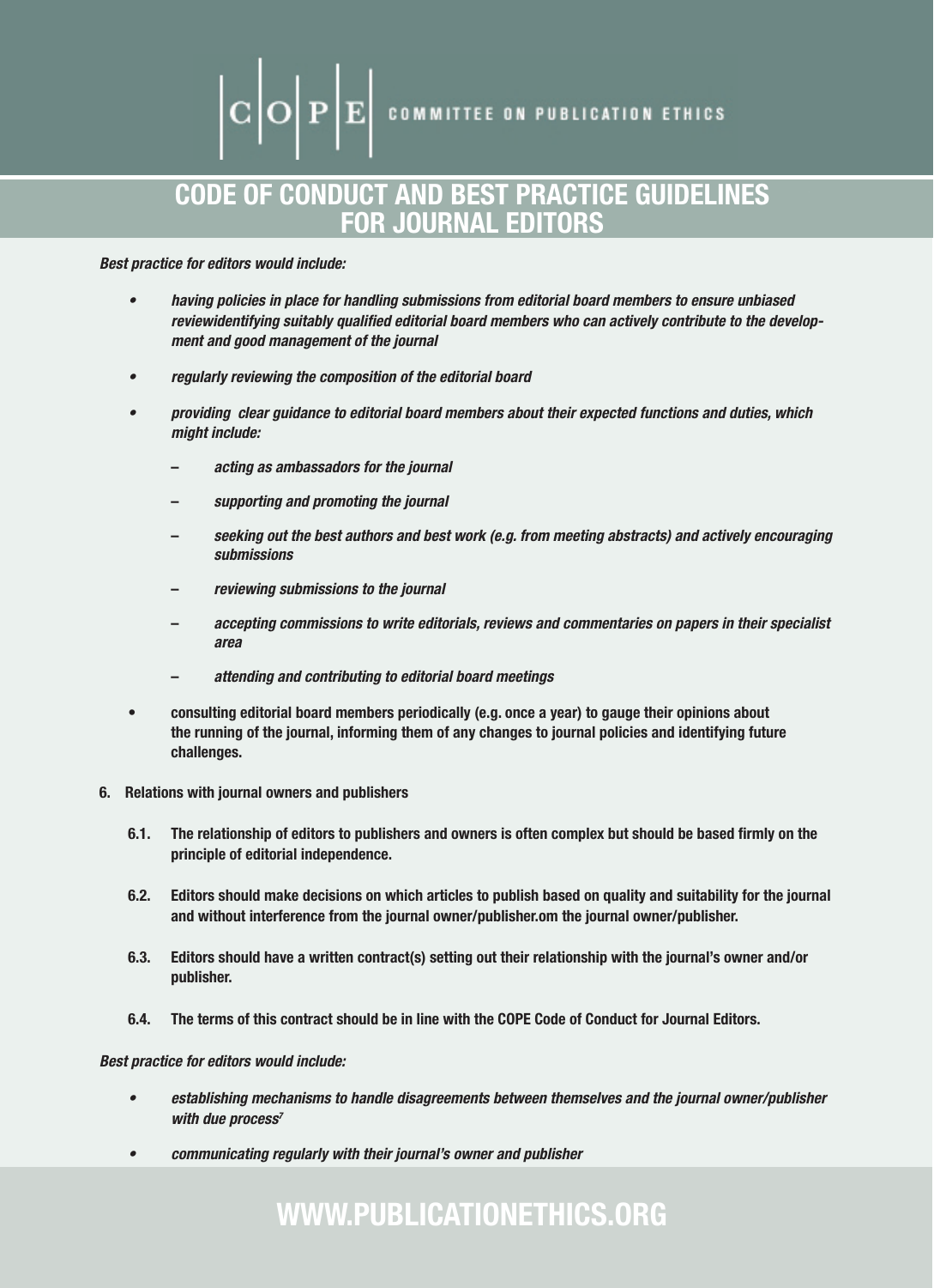# CODE OF CONDUCT AND BEST PRACTICE GUIDELINES FOR JOURNAL EDITORS

***Best practice for editors would include:***

- ***having policies in place for handling submissions from editorial board members to ensure unbiased reviewidentifying suitably qualified editorial board members who can actively contribute to the development and good management of the journal***
- ***regularly reviewing the composition of the editorial board***
- ***providing clear guidance to editorial board members about their expected functions and duties, which might include:***
  - ***acting as ambassadors for the journal***
  - ***supporting and promoting the journal***
  - ***seeking out the best authors and best work (e.g. from meeting abstracts) and actively encouraging submissions***
  - ***reviewing submissions to the journal***
  - ***accepting commissions to write editorials, reviews and commentaries on papers in their specialist area***
  - ***attending and contributing to editorial board meetings***
- **consulting editorial board members periodically (e.g. once a year) to gauge their opinions about the running of the journal, informing them of any changes to journal policies and identifying future challenges.**

**6. Relations with journal owners and publishers**

**6.1.** **The relationship of editors to publishers and owners is often complex but should be based firmly on the principle of editorial independence.**

**6.2.** **Editors should make decisions on which articles to publish based on quality and suitability for the journal and without interference from the journal owner/publisher.om the journal owner/publisher.**

**6.3.** **Editors should have a written contract(s) setting out their relationship with the journal's owner and/or publisher.**

**6.4.** **The terms of this contract should be in line with the COPE Code of Conduct for Journal Editors.**

***Best practice for editors would include:***

- ***establishing mechanisms to handle disagreements between themselves and the journal owner/publisher with due process[7]***
- ***communicating regularly with their journal's owner and publisher***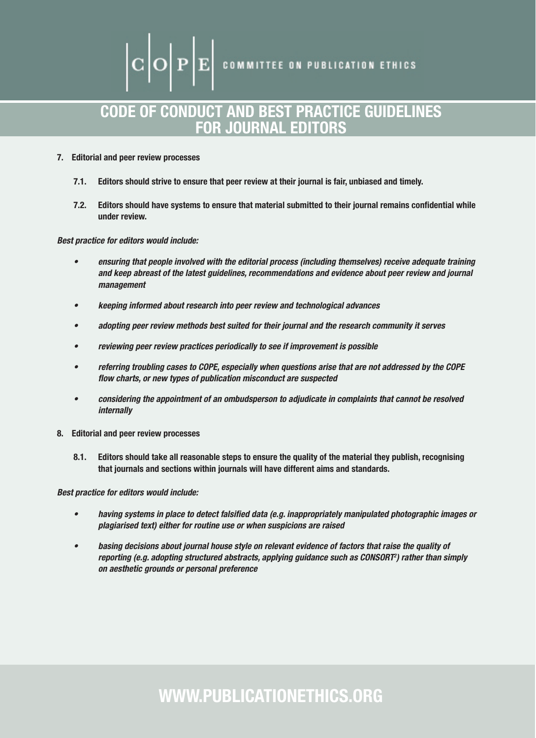# CODE OF CONDUCT AND BEST PRACTICE GUIDELINES FOR JOURNAL EDITORS

**7. Editorial and peer review processes**

**7.1. Editors should strive to ensure that peer review at their journal is fair, unbiased and timely.**

**7.2. Editors should have systems to ensure that material submitted to their journal remains confidential while under review.**

***Best practice for editors would include:***

- ***ensuring that people involved with the editorial process (including themselves) receive adequate training and keep abreast of the latest guidelines, recommendations and evidence about peer review and journal management***
- ***keeping informed about research into peer review and technological advances***
- ***adopting peer review methods best suited for their journal and the research community it serves***
- ***reviewing peer review practices periodically to see if improvement is possible***
- ***referring troubling cases to COPE, especially when questions arise that are not addressed by the COPE flow charts, or new types of publication misconduct are suspected***
- ***considering the appointment of an ombudsperson to adjudicate in complaints that cannot be resolved internally***

**8. Editorial and peer review processes**

**8.1. Editors should take all reasonable steps to ensure the quality of the material they publish, recognising that journals and sections within journals will have different aims and standards.**

***Best practice for editors would include:***

- ***having systems in place to detect falsified data (e.g. inappropriately manipulated photographic images or plagiarised text) either for routine use or when suspicions are raised***
- ***basing decisions about journal house style on relevant evidence of factors that raise the quality of reporting (e.g. adopting structured abstracts, applying guidance such as CONSORT[2]) rather than simply on aesthetic grounds or personal preference***

WWW.PUBLICATIONETHICS.ORG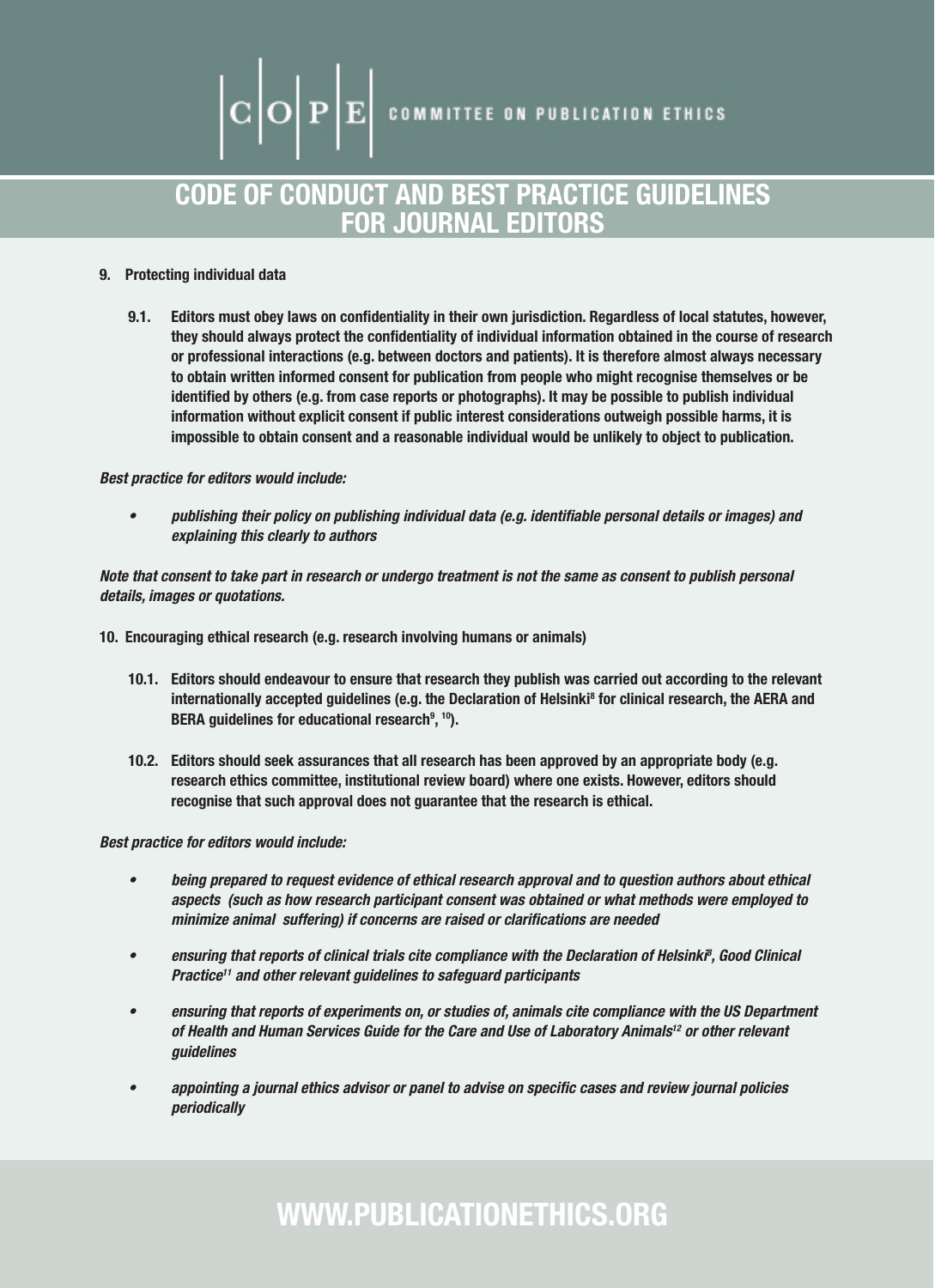## 9. Protecting individual data

**9.1. Editors must obey laws on confidentiality in their own jurisdiction. Regardless of local statutes, however, they should always protect the confidentiality of individual information obtained in the course of research or professional interactions (e.g. between doctors and patients). It is therefore almost always necessary to obtain written informed consent for publication from people who might recognise themselves or be identified by others (e.g. from case reports or photographs). It may be possible to publish individual information without explicit consent if public interest considerations outweigh possible harms, it is impossible to obtain consent and a reasonable individual would be unlikely to object to publication.**

***Best practice for editors would include:***

- ***publishing their policy on publishing individual data (e.g. identifiable personal details or images) and explaining this clearly to authors***

***Note that consent to take part in research or undergo treatment is not the same as consent to publish personal details, images or quotations.***

## 10. Encouraging ethical research (e.g. research involving humans or animals)

**10.1. Editors should endeavour to ensure that research they publish was carried out according to the relevant internationally accepted guidelines (e.g. the Declaration of Helsinki[8] for clinical research, the AERA and BERA guidelines for educational research[9, 10]).**

**10.2. Editors should seek assurances that all research has been approved by an appropriate body (e.g. research ethics committee, institutional review board) where one exists. However, editors should recognise that such approval does not guarantee that the research is ethical.**

***Best practice for editors would include:***

- ***being prepared to request evidence of ethical research approval and to question authors about ethical aspects (such as how research participant consent was obtained or what methods were employed to minimize animal suffering) if concerns are raised or clarifications are needed***
- ***ensuring that reports of clinical trials cite compliance with the Declaration of Helsinki[8], Good Clinical Practice[11] and other relevant guidelines to safeguard participants***
- ***ensuring that reports of experiments on, or studies of, animals cite compliance with the US Department of Health and Human Services Guide for the Care and Use of Laboratory Animals[12] or other relevant guidelines***
- ***appointing a journal ethics advisor or panel to advise on specific cases and review journal policies periodically***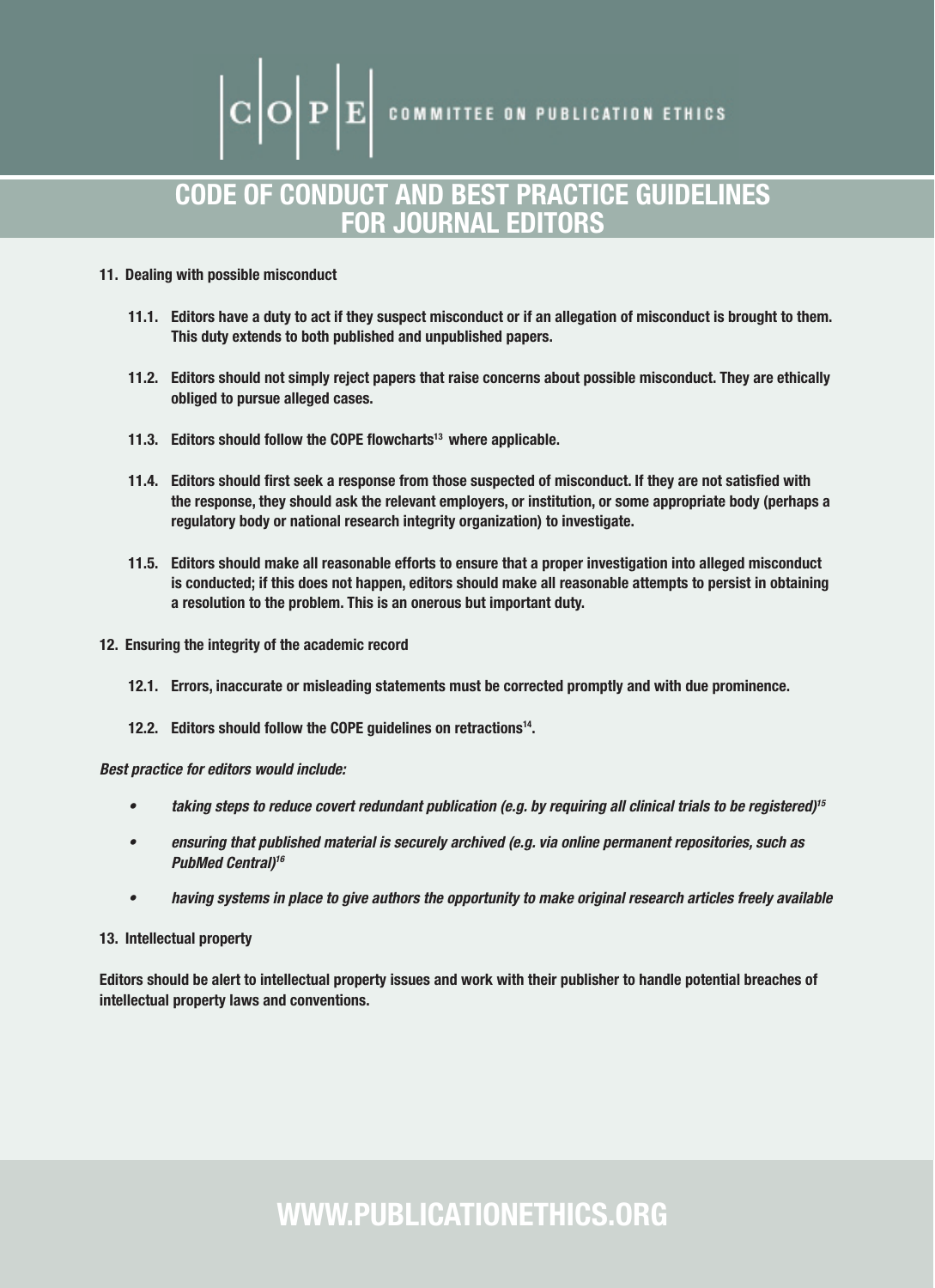**11. Dealing with possible misconduct**

**11.1. Editors have a duty to act if they suspect misconduct or if an allegation of misconduct is brought to them. This duty extends to both published and unpublished papers.**

**11.2. Editors should not simply reject papers that raise concerns about possible misconduct. They are ethically obliged to pursue alleged cases.**

**11.3. Editors should follow the COPE flowcharts[13] where applicable.**

**11.4. Editors should first seek a response from those suspected of misconduct. If they are not satisfied with the response, they should ask the relevant employers, or institution, or some appropriate body (perhaps a regulatory body or national research integrity organization) to investigate.**

**11.5. Editors should make all reasonable efforts to ensure that a proper investigation into alleged misconduct is conducted; if this does not happen, editors should make all reasonable attempts to persist in obtaining a resolution to the problem. This is an onerous but important duty.**

**12. Ensuring the integrity of the academic record**

**12.1. Errors, inaccurate or misleading statements must be corrected promptly and with due prominence.**

**12.2. Editors should follow the COPE guidelines on retractions[14].**

***Best practice for editors would include:***

- *taking steps to reduce covert redundant publication (e.g. by requiring all clinical trials to be registered)[15]*
- *ensuring that published material is securely archived (e.g. via online permanent repositories, such as PubMed Central)[16]*
- *having systems in place to give authors the opportunity to make original research articles freely available*

**13. Intellectual property**

**Editors should be alert to intellectual property issues and work with their publisher to handle potential breaches of intellectual property laws and conventions.**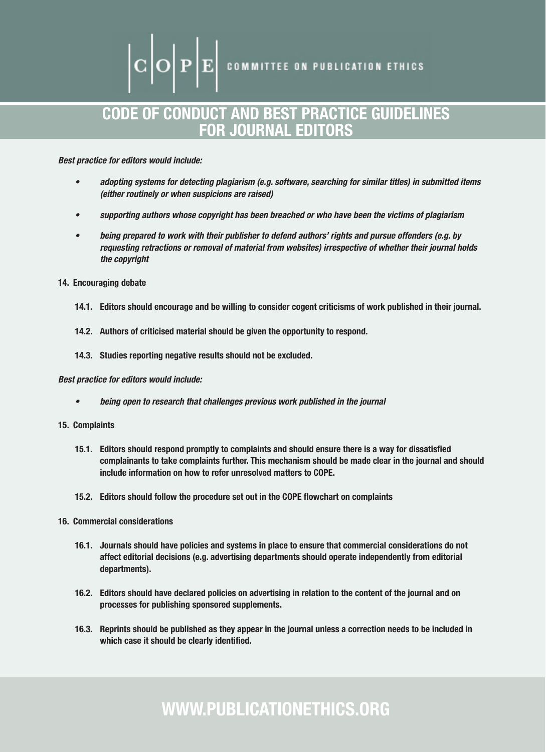*Best practice for editors would include:*

- *adopting systems for detecting plagiarism (e.g. software, searching for similar titles) in submitted items (either routinely or when suspicions are raised)*
- *supporting authors whose copyright has been breached or who have been the victims of plagiarism*
- *being prepared to work with their publisher to defend authors' rights and pursue offenders (e.g. by requesting retractions or removal of material from websites) irrespective of whether their journal holds the copyright*

**14. Encouraging debate**

**14.1.** Editors should encourage and be willing to consider cogent criticisms of work published in their journal.

**14.2.** Authors of criticised material should be given the opportunity to respond.

**14.3.** Studies reporting negative results should not be excluded.

*Best practice for editors would include:*

- *being open to research that challenges previous work published in the journal*

**15. Complaints**

**15.1.** Editors should respond promptly to complaints and should ensure there is a way for dissatisfied complainants to take complaints further. This mechanism should be made clear in the journal and should include information on how to refer unresolved matters to COPE.

**15.2.** Editors should follow the procedure set out in the COPE flowchart on complaints

**16. Commercial considerations**

**16.1.** Journals should have policies and systems in place to ensure that commercial considerations do not affect editorial decisions (e.g. advertising departments should operate independently from editorial departments).

**16.2.** Editors should have declared policies on advertising in relation to the content of the journal and on processes for publishing sponsored supplements.

**16.3.** Reprints should be published as they appear in the journal unless a correction needs to be included in which case it should be clearly identified.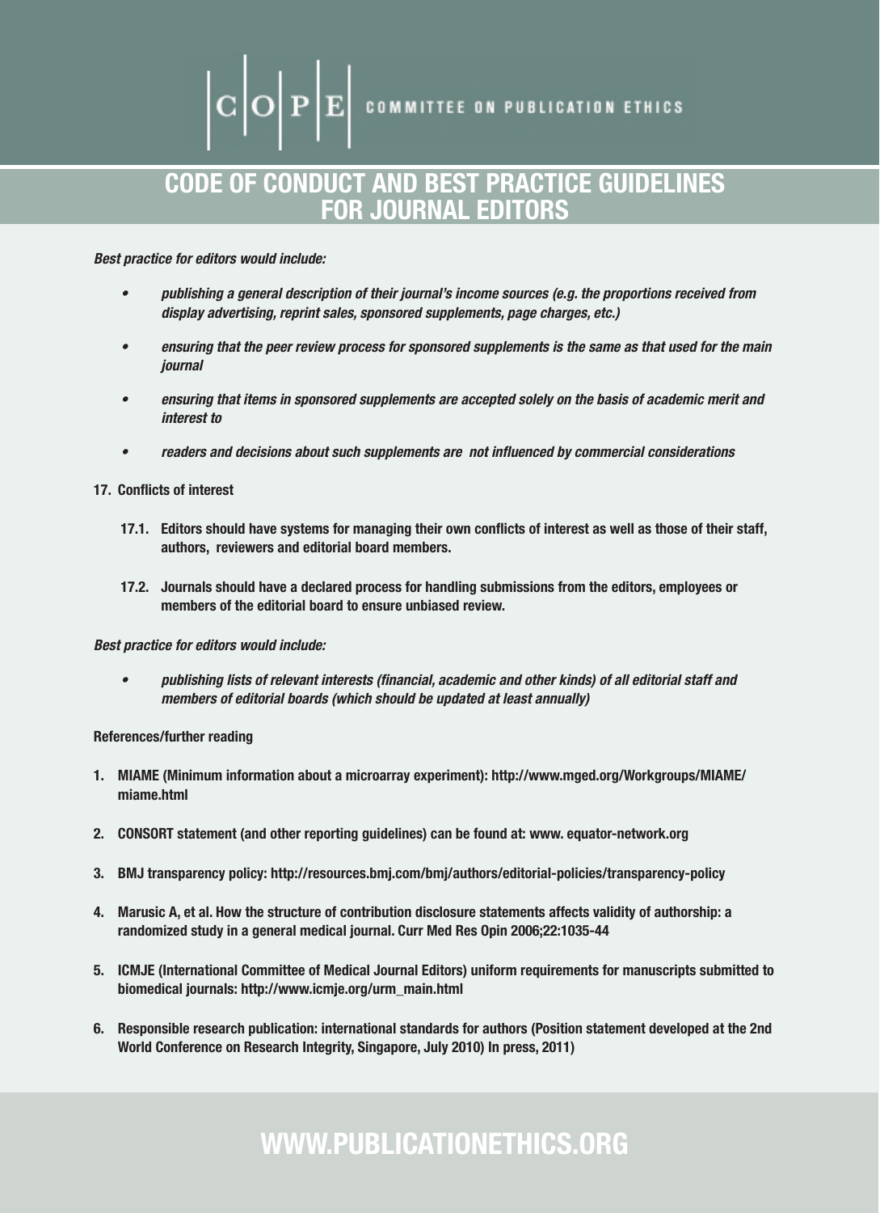*Best practice for editors would include:*

- *publishing a general description of their journal's income sources (e.g. the proportions received from display advertising, reprint sales, sponsored supplements, page charges, etc.)*
- *ensuring that the peer review process for sponsored supplements is the same as that used for the main journal*
- *ensuring that items in sponsored supplements are accepted solely on the basis of academic merit and interest to*
- *readers and decisions about such supplements are not influenced by commercial considerations*

**17. Conflicts of interest**

**17.1. Editors should have systems for managing their own conflicts of interest as well as those of their staff, authors, reviewers and editorial board members.**

**17.2. Journals should have a declared process for handling submissions from the editors, employees or members of the editorial board to ensure unbiased review.**

*Best practice for editors would include:*

- *publishing lists of relevant interests (financial, academic and other kinds) of all editorial staff and members of editorial boards (which should be updated at least annually)*

**References/further reading**

1. **MIAME (Minimum information about a microarray experiment): http://www.mged.org/Workgroups/MIAME/miame.html**
2. **CONSORT statement (and other reporting guidelines) can be found at: www. equator-network.org**
3. **BMJ transparency policy: http://resources.bmj.com/bmj/authors/editorial-policies/transparency-policy**
4. **Marusic A, et al. How the structure of contribution disclosure statements affects validity of authorship: a randomized study in a general medical journal. Curr Med Res Opin 2006;22:1035-44**
5. **ICMJE (International Committee of Medical Journal Editors) uniform requirements for manuscripts submitted to biomedical journals: http://www.icmje.org/urm_main.html**
6. **Responsible research publication: international standards for authors (Position statement developed at the 2nd World Conference on Research Integrity, Singapore, July 2010) In press, 2011)**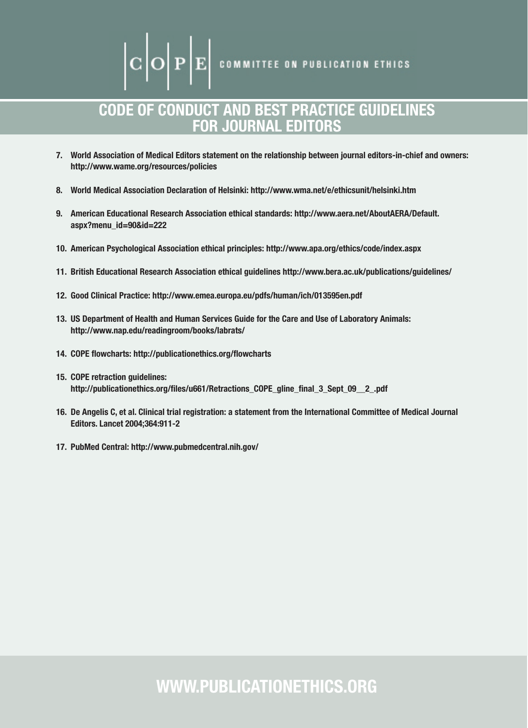# CODE OF CONDUCT AND BEST PRACTICE GUIDELINES FOR JOURNAL EDITORS

7. **World Association of Medical Editors statement on the relationship between journal editors-in-chief and owners: http://www.wame.org/resources/policies**

8. **World Medical Association Declaration of Helsinki: http://www.wma.net/e/ethicsunit/helsinki.htm**

9. **American Educational Research Association ethical standards: http://www.aera.net/AboutAERA/Default.aspx?menu_id=90&id=222**

10. **American Psychological Association ethical principles: http://www.apa.org/ethics/code/index.aspx**

11. **British Educational Research Association ethical guidelines http://www.bera.ac.uk/publications/guidelines/**

12. **Good Clinical Practice: http://www.emea.europa.eu/pdfs/human/ich/013595en.pdf**

13. **US Department of Health and Human Services Guide for the Care and Use of Laboratory Animals: http://www.nap.edu/readingroom/books/labrats/**

14. **COPE flowcharts: http://publicationethics.org/flowcharts**

15. **COPE retraction guidelines: http://publicationethics.org/files/u661/Retractions_COPE_gline_final_3_Sept_09__2_.pdf**

16. **De Angelis C, et al. Clinical trial registration: a statement from the International Committee of Medical Journal Editors. Lancet 2004;364:911-2**

17. **PubMed Central: http://www.pubmedcentral.nih.gov/**

**WWW.PUBLICATIONETHICS.ORG**